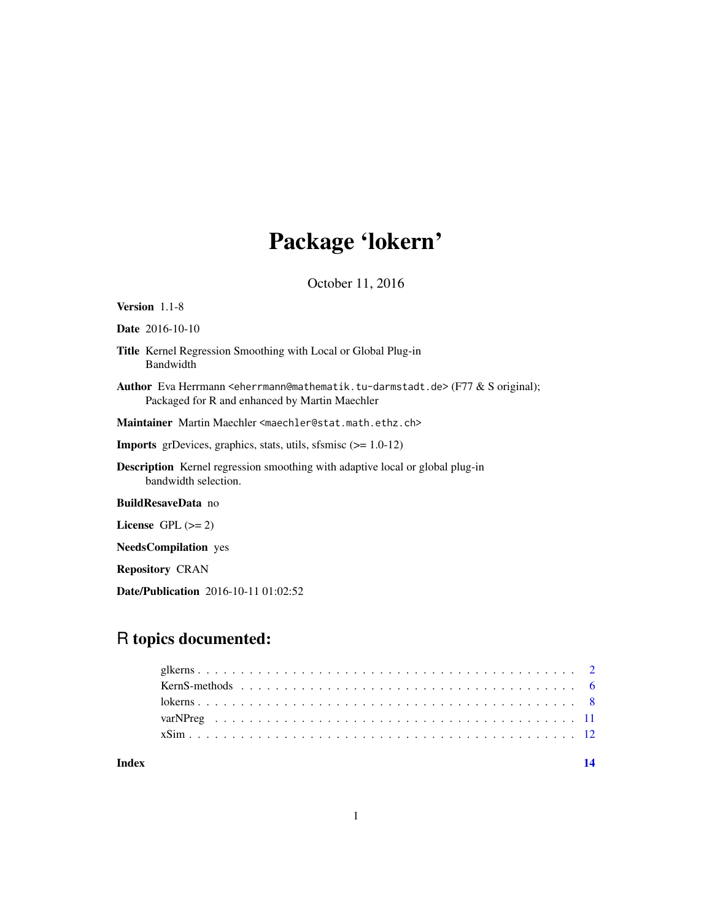# Package 'lokern'

October 11, 2016

**Version** 1.1-8

**Date** 2016-10-10

**Title** Kernel Regression Smoothing with Local or Global Plug-in Bandwidth

**Author** Eva Herrmann <eherrmann@mathematik.tu-darmstadt.de> (F77 & S original); Packaged for R and enhanced by Martin Maechler

**Maintainer** Martin Maechler <maechler@stat.math.ethz.ch>

**Imports** grDevices, graphics, stats, utils, sfsmisc (>= 1.0-12)

**Description** Kernel regression smoothing with adaptive local or global plug-in bandwidth selection.

**BuildResaveData** no

**License** GPL (>= 2)

**NeedsCompilation** yes

**Repository** CRAN

**Date/Publication** 2016-10-11 01:02:52

## R topics documented:

| | |
|---|---|
| glkerns | 2 |
| KernS-methods | 6 |
| lokerns | 8 |
| varNPreg | 11 |
| xSim | 12 |
| **Index** | **14** |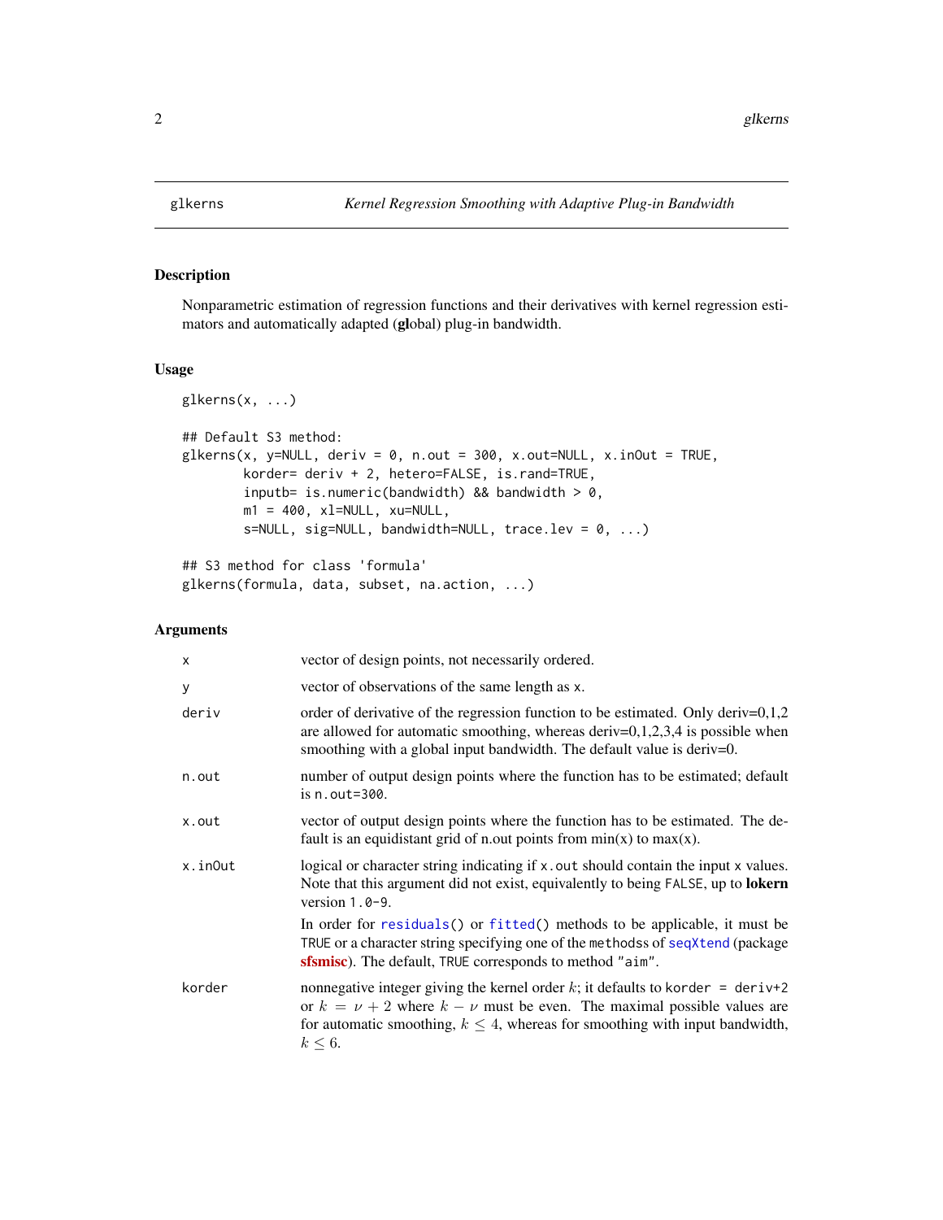# glkerns — *Kernel Regression Smoothing with Adaptive Plug-in Bandwidth*

## Description

Nonparametric estimation of regression functions and their derivatives with kernel regression estimators and automatically adapted (**gl**obal) plug-in bandwidth.

## Usage

```
glkerns(x, ...)

## Default S3 method:
glkerns(x, y=NULL, deriv = 0, n.out = 300, x.out=NULL, x.inOut = TRUE,
        korder= deriv + 2, hetero=FALSE, is.rand=TRUE,
        inputb= is.numeric(bandwidth) && bandwidth > 0,
        m1 = 400, xl=NULL, xu=NULL,
        s=NULL, sig=NULL, bandwidth=NULL, trace.lev = 0, ...)

## S3 method for class 'formula'
glkerns(formula, data, subset, na.action, ...)
```

## Arguments

| | |
|---|---|
| `x` | vector of design points, not necessarily ordered. |
| `y` | vector of observations of the same length as `x`. |
| `deriv` | order of derivative of the regression function to be estimated. Only deriv=0,1,2 are allowed for automatic smoothing, whereas deriv=0,1,2,3,4 is possible when smoothing with a global input bandwidth. The default value is deriv=0. |
| `n.out` | number of output design points where the function has to be estimated; default is `n.out=300`. |
| `x.out` | vector of output design points where the function has to be estimated. The default is an equidistant grid of n.out points from min(x) to max(x). |
| `x.inOut` | logical or character string indicating if `x.out` should contain the input `x` values. Note that this argument did not exist, equivalently to being `FALSE`, up to **lokern** version `1.0-9`. <br><br> In order for `residuals()` or `fitted()` methods to be applicable, it must be `TRUE` or a character string specifying one of the `methodss` of `seqXtend` (package **sfsmisc**). The default, `TRUE` corresponds to method `"aim"`. |
| `korder` | nonnegative integer giving the kernel order $k$; it defaults to `korder = deriv+2` or $k = \nu + 2$ where $k - \nu$ must be even. The maximal possible values are for automatic smoothing, $k \leq 4$, whereas for smoothing with input bandwidth, $k \leq 6$. |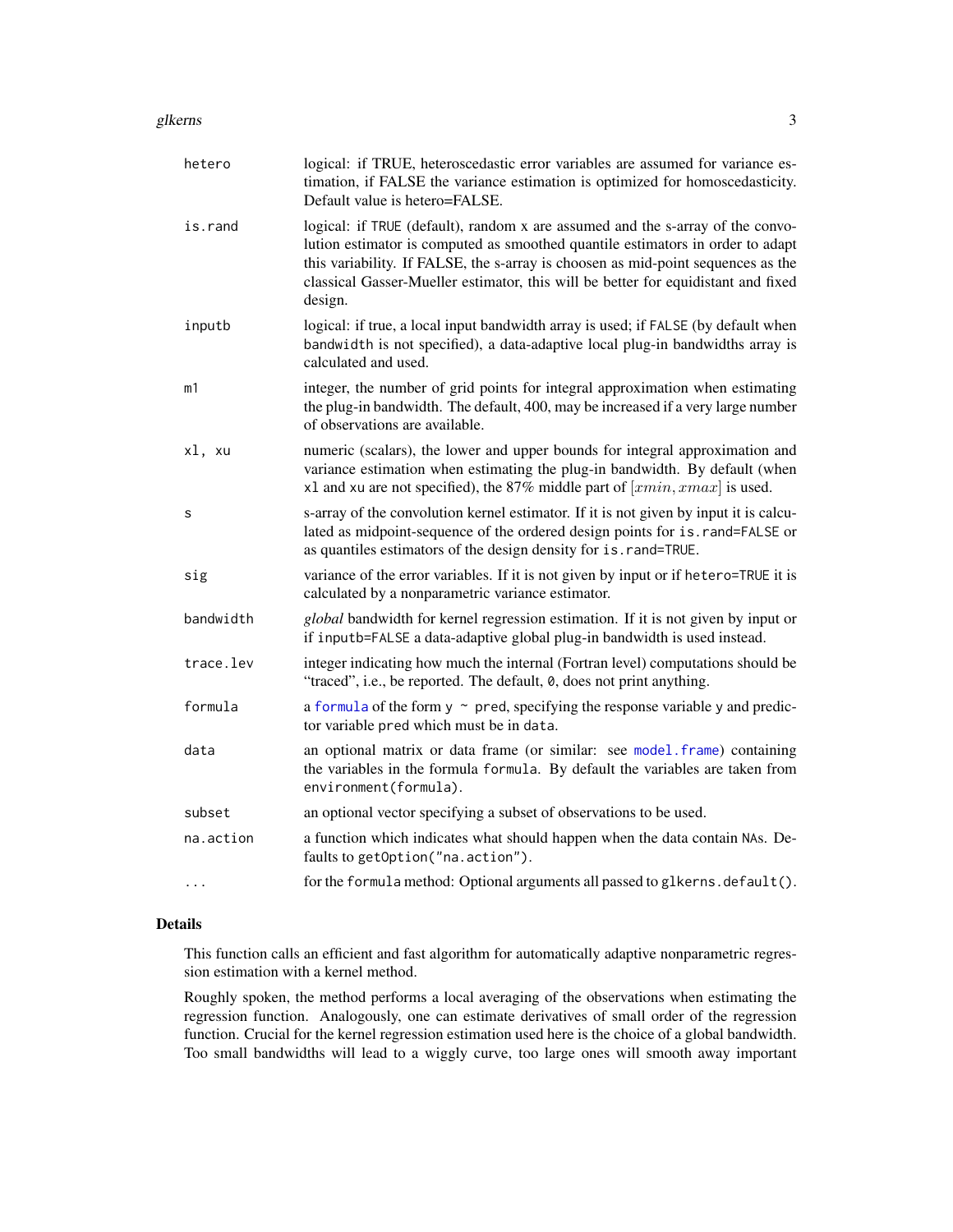| | |
|---|---|
| `hetero` | logical: if TRUE, heteroscedastic error variables are assumed for variance estimation, if FALSE the variance estimation is optimized for homoscedasticity. Default value is hetero=FALSE. |
| `is.rand` | logical: if `TRUE` (default), random x are assumed and the s-array of the convolution estimator is computed as smoothed quantile estimators in order to adapt this variability. If FALSE, the s-array is choosen as mid-point sequences as the classical Gasser-Mueller estimator, this will be better for equidistant and fixed design. |
| `inputb` | logical: if true, a local input bandwidth array is used; if `FALSE` (by default when `bandwidth` is not specified), a data-adaptive local plug-in bandwidths array is calculated and used. |
| `m1` | integer, the number of grid points for integral approximation when estimating the plug-in bandwidth. The default, 400, may be increased if a very large number of observations are available. |
| `xl, xu` | numeric (scalars), the lower and upper bounds for integral approximation and variance estimation when estimating the plug-in bandwidth. By default (when `xl` and `xu` are not specified), the 87% middle part of $[xmin, xmax]$ is used. |
| `s` | s-array of the convolution kernel estimator. If it is not given by input it is calculated as midpoint-sequence of the ordered design points for `is.rand=FALSE` or as quantiles estimators of the design density for `is.rand=TRUE`. |
| `sig` | variance of the error variables. If it is not given by input or if `hetero=TRUE` it is calculated by a nonparametric variance estimator. |
| `bandwidth` | *global* bandwidth for kernel regression estimation. If it is not given by input or if `inputb=FALSE` a data-adaptive global plug-in bandwidth is used instead. |
| `trace.lev` | integer indicating how much the internal (Fortran level) computations should be "traced", i.e., be reported. The default, `0`, does not print anything. |
| `formula` | a `formula` of the form `y ~ pred`, specifying the response variable `y` and predictor variable `pred` which must be in `data`. |
| `data` | an optional matrix or data frame (or similar: see `model.frame`) containing the variables in the formula `formula`. By default the variables are taken from `environment(formula)`. |
| `subset` | an optional vector specifying a subset of observations to be used. |
| `na.action` | a function which indicates what should happen when the data contain `NA`s. Defaults to `getOption("na.action")`. |
| `...` | for the `formula` method: Optional arguments all passed to `glkerns.default()`. |

## Details

This function calls an efficient and fast algorithm for automatically adaptive nonparametric regression estimation with a kernel method.

Roughly spoken, the method performs a local averaging of the observations when estimating the regression function. Analogously, one can estimate derivatives of small order of the regression function. Crucial for the kernel regression estimation used here is the choice of a global bandwidth. Too small bandwidths will lead to a wiggly curve, too large ones will smooth away important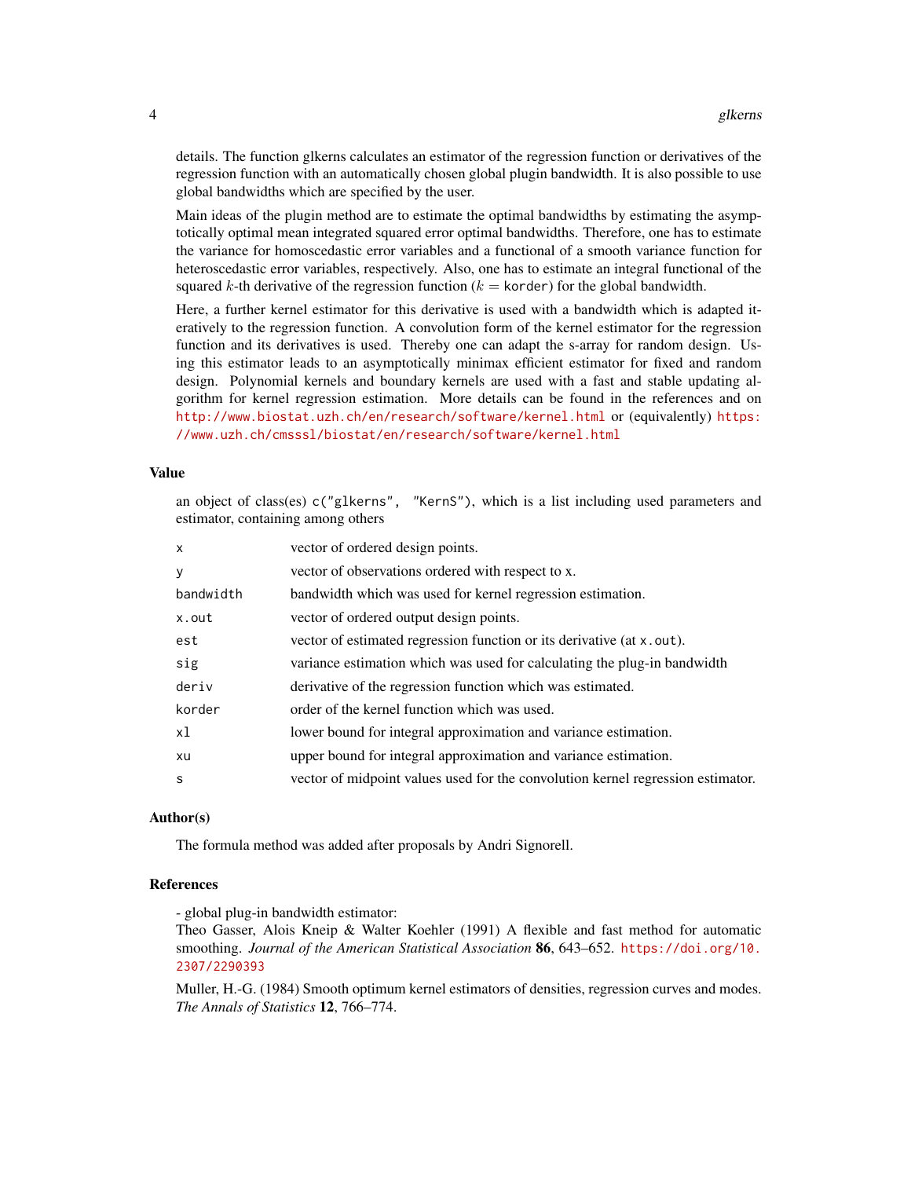details. The function glkerns calculates an estimator of the regression function or derivatives of the regression function with an automatically chosen global plugin bandwidth. It is also possible to use global bandwidths which are specified by the user.

Main ideas of the plugin method are to estimate the optimal bandwidths by estimating the asymptotically optimal mean integrated squared error optimal bandwidths. Therefore, one has to estimate the variance for homoscedastic error variables and a functional of a smooth variance function for heteroscedastic error variables, respectively. Also, one has to estimate an integral functional of the squared $k$-th derivative of the regression function ($k =$ `korder`) for the global bandwidth.

Here, a further kernel estimator for this derivative is used with a bandwidth which is adapted iteratively to the regression function. A convolution form of the kernel estimator for the regression function and its derivatives is used. Thereby one can adapt the s-array for random design. Using this estimator leads to an asymptotically minimax efficient estimator for fixed and random design. Polynomial kernels and boundary kernels are used with a fast and stable updating algorithm for kernel regression estimation. More details can be found in the references and on http://www.biostat.uzh.ch/en/research/software/kernel.html or (equivalently) https://www.uzh.ch/cmsssl/biostat/en/research/software/kernel.html

## Value

an object of class(es) `c("glkerns", "KernS")`, which is a list including used parameters and estimator, containing among others

| | |
|---|---|
| `x` | vector of ordered design points. |
| `y` | vector of observations ordered with respect to x. |
| `bandwidth` | bandwidth which was used for kernel regression estimation. |
| `x.out` | vector of ordered output design points. |
| `est` | vector of estimated regression function or its derivative (at `x.out`). |
| `sig` | variance estimation which was used for calculating the plug-in bandwidth |
| `deriv` | derivative of the regression function which was estimated. |
| `korder` | order of the kernel function which was used. |
| `xl` | lower bound for integral approximation and variance estimation. |
| `xu` | upper bound for integral approximation and variance estimation. |
| `s` | vector of midpoint values used for the convolution kernel regression estimator. |

## Author(s)

The formula method was added after proposals by Andri Signorell.

## References

- global plug-in bandwidth estimator:
Theo Gasser, Alois Kneip & Walter Koehler (1991) A flexible and fast method for automatic smoothing. *Journal of the American Statistical Association* **86**, 643–652. https://doi.org/10.2307/2290393

Muller, H.-G. (1984) Smooth optimum kernel estimators of densities, regression curves and modes. *The Annals of Statistics* **12**, 766–774.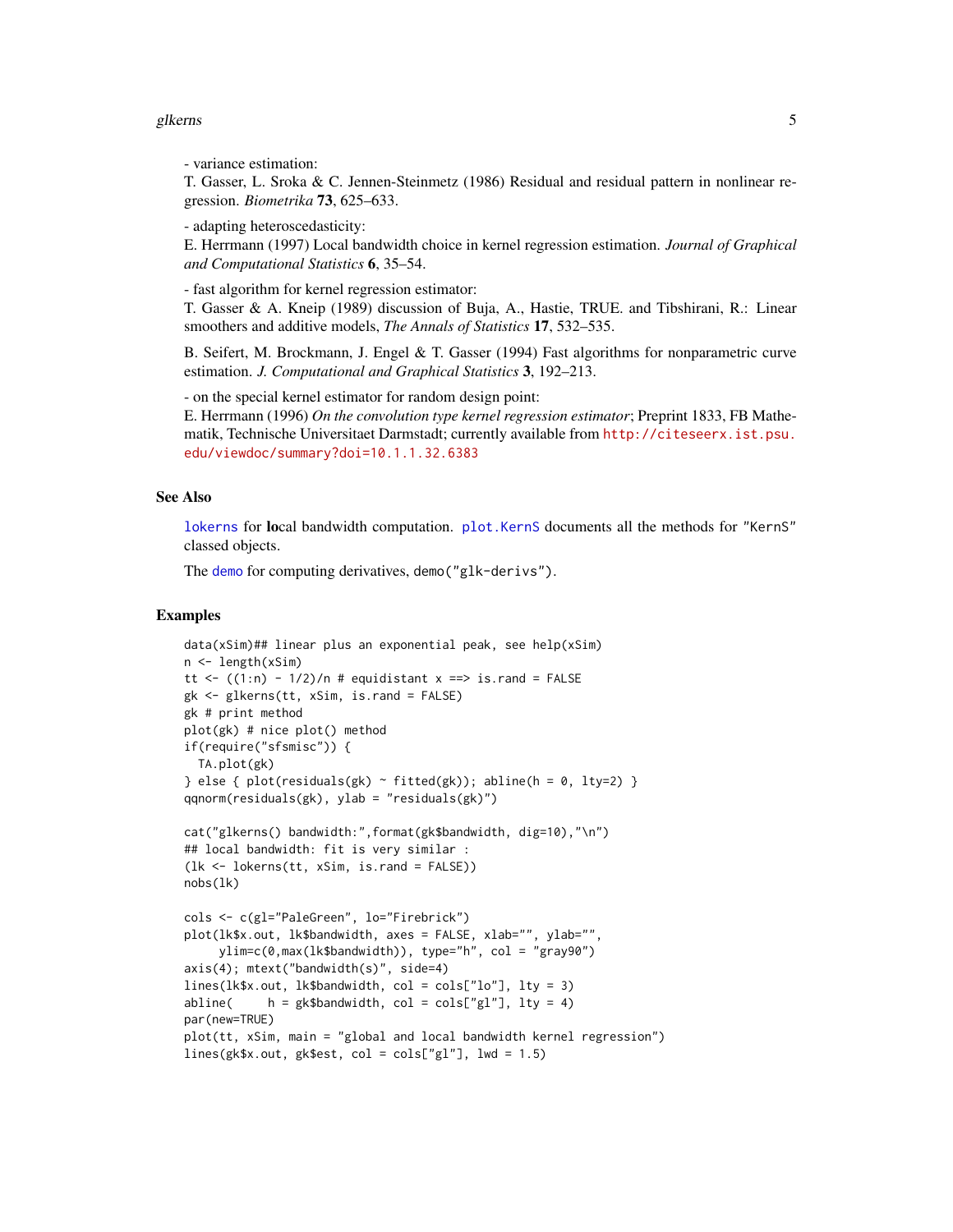- variance estimation:
T. Gasser, L. Sroka & C. Jennen-Steinmetz (1986) Residual and residual pattern in nonlinear regression. *Biometrika* **73**, 625–633.

- adapting heteroscedasticity:
E. Herrmann (1997) Local bandwidth choice in kernel regression estimation. *Journal of Graphical and Computational Statistics* **6**, 35–54.

- fast algorithm for kernel regression estimator:
T. Gasser & A. Kneip (1989) discussion of Buja, A., Hastie, TRUE. and Tibshirani, R.: Linear smoothers and additive models, *The Annals of Statistics* **17**, 532–535.

B. Seifert, M. Brockmann, J. Engel & T. Gasser (1994) Fast algorithms for nonparametric curve estimation. *J. Computational and Graphical Statistics* **3**, 192–213.

- on the special kernel estimator for random design point:
E. Herrmann (1996) *On the convolution type kernel regression estimator*; Preprint 1833, FB Mathematik, Technische Universitaet Darmstadt; currently available from http://citeseerx.ist.psu.edu/viewdoc/summary?doi=10.1.1.32.6383

## See Also

`lokerns` for **lo**cal bandwidth computation. `plot.KernS` documents all the methods for `"KernS"` classed objects.

The `demo` for computing derivatives, `demo("glk-derivs")`.

## Examples

```
data(xSim)## linear plus an exponential peak, see help(xSim)
n <- length(xSim)
tt <- ((1:n) - 1/2)/n # equidistant x ==> is.rand = FALSE
gk <- glkerns(tt, xSim, is.rand = FALSE)
gk # print method
plot(gk) # nice plot() method
if(require("sfsmisc")) {
  TA.plot(gk)
} else { plot(residuals(gk) ~ fitted(gk)); abline(h = 0, lty=2) }
qqnorm(residuals(gk), ylab = "residuals(gk)")

cat("glkerns() bandwidth:",format(gk$bandwidth, dig=10),"\n")
## local bandwidth: fit is very similar :
(lk <- lokerns(tt, xSim, is.rand = FALSE))
nobs(lk)

cols <- c(gl="PaleGreen", lo="Firebrick")
plot(lk$x.out, lk$bandwidth, axes = FALSE, xlab="", ylab="",
     ylim=c(0,max(lk$bandwidth)), type="h", col = "gray90")
axis(4); mtext("bandwidth(s)", side=4)
lines(lk$x.out, lk$bandwidth, col = cols["lo"], lty = 3)
abline(     h = gk$bandwidth, col = cols["gl"], lty = 4)
par(new=TRUE)
plot(tt, xSim, main = "global and local bandwidth kernel regression")
lines(gk$x.out, gk$est, col = cols["gl"], lwd = 1.5)
```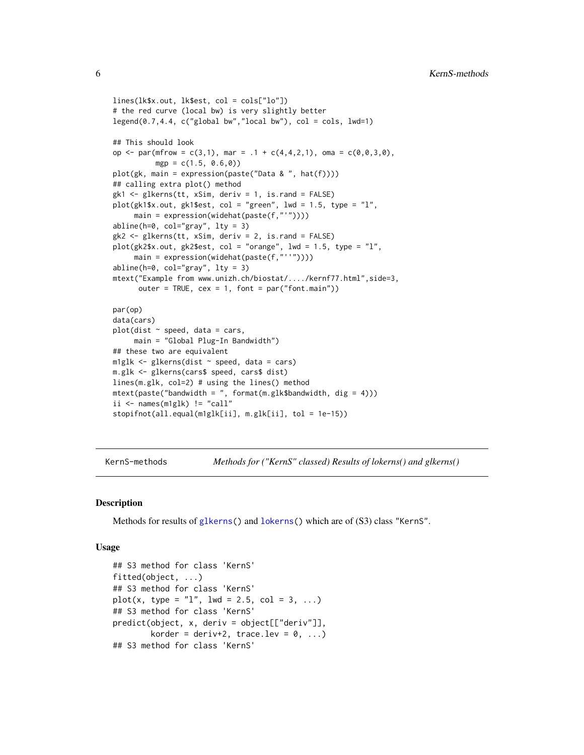```
lines(lk$x.out, lk$est, col = cols["lo"])
# the red curve (local bw) is very slightly better
legend(0.7,4.4, c("global bw","local bw"), col = cols, lwd=1)

## This should look
op <- par(mfrow = c(3,1), mar = .1 + c(4,4,2,1), oma = c(0,0,3,0),
          mgp = c(1.5, 0.6,0))
plot(gk, main = expression(paste("Data & ", hat(f))))
## calling extra plot() method
gk1 <- glkerns(tt, xSim, deriv = 1, is.rand = FALSE)
plot(gk1$x.out, gk1$est, col = "green", lwd = 1.5, type = "l",
     main = expression(widehat(paste(f,"'"))))
abline(h=0, col="gray", lty = 3)
gk2 <- glkerns(tt, xSim, deriv = 2, is.rand = FALSE)
plot(gk2$x.out, gk2$est, col = "orange", lwd = 1.5, type = "l",
     main = expression(widehat(paste(f,"''"))))
abline(h=0, col="gray", lty = 3)
mtext("Example from www.unizh.ch/biostat/..../kernf77.html",side=3,
      outer = TRUE, cex = 1, font = par("font.main"))

par(op)
data(cars)
plot(dist ~ speed, data = cars,
     main = "Global Plug-In Bandwidth")
## these two are equivalent
m1glk <- glkerns(dist ~ speed, data = cars)
m.glk <- glkerns(cars$ speed, cars$ dist)
lines(m.glk, col=2) # using the lines() method
mtext(paste("bandwidth = ", format(m.glk$bandwidth, dig = 4)))
ii <- names(m1glk) != "call"
stopifnot(all.equal(m1glk[ii], m.glk[ii], tol = 1e-15))
```

---

KernS-methods *Methods for ("KernS" classed) Results of lokerns() and glkerns()*

---

## Description

Methods for results of glkerns() and lokerns() which are of (S3) class "KernS".

## Usage

```
## S3 method for class 'KernS'
fitted(object, ...)
## S3 method for class 'KernS'
plot(x, type = "l", lwd = 2.5, col = 3, ...)
## S3 method for class 'KernS'
predict(object, x, deriv = object[["deriv"]],
        korder = deriv+2, trace.lev = 0, ...)
## S3 method for class 'KernS'
```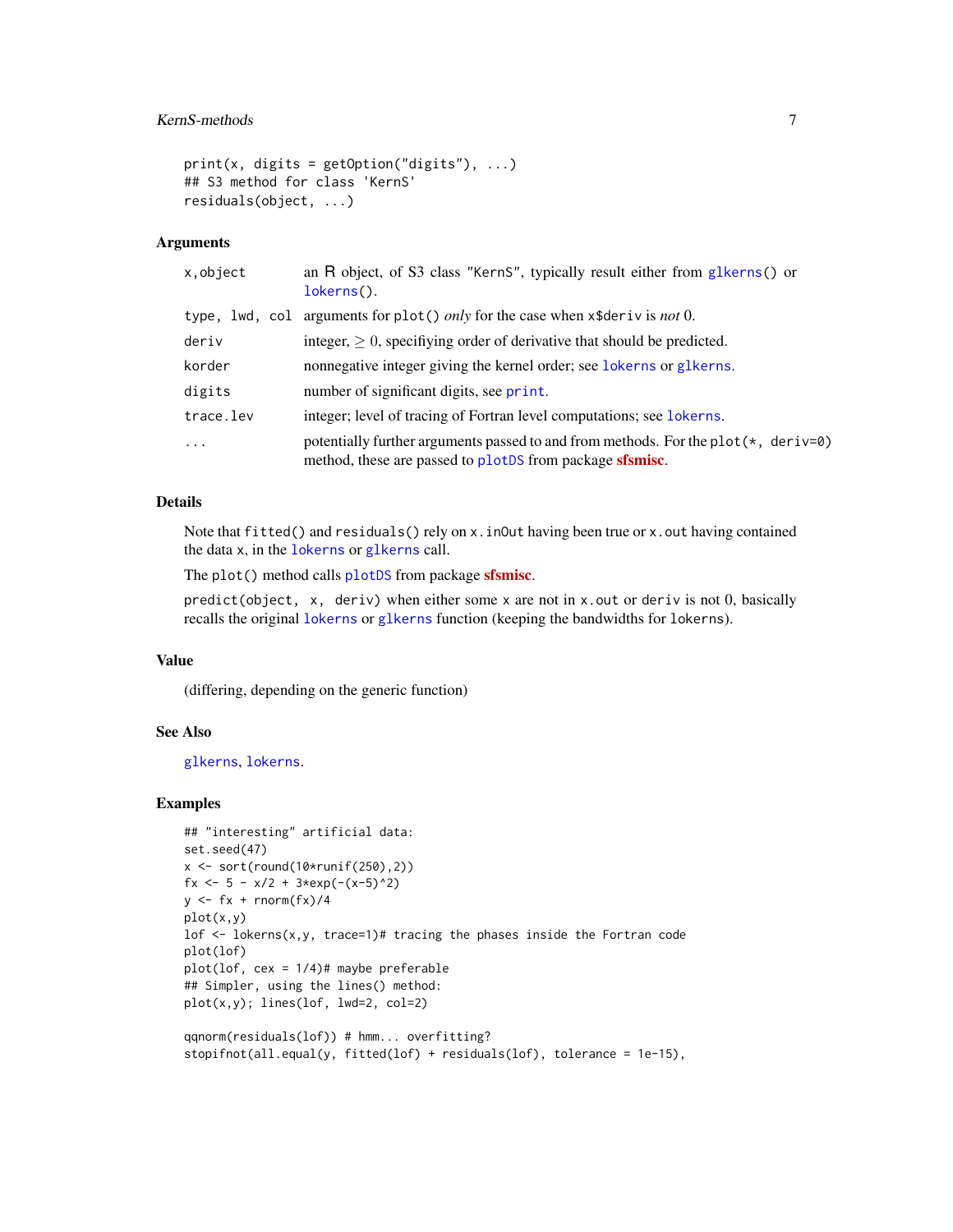```
print(x, digits = getOption("digits"), ...)
## S3 method for class 'KernS'
residuals(object, ...)
```

### Arguments

| | |
|---|---|
| `x,object` | an R object, of S3 class "KernS", typically result either from `glkerns()` or `lokerns()`. |
| `type, lwd, col` | arguments for `plot()` *only* for the case when `x$deriv` is *not* 0. |
| `deriv` | integer, $\geq 0$, specifying order of derivative that should be predicted. |
| `korder` | nonnegative integer giving the kernel order; see `lokerns` or `glkerns`. |
| `digits` | number of significant digits, see `print`. |
| `trace.lev` | integer; level of tracing of Fortran level computations; see `lokerns`. |
| `...` | potentially further arguments passed to and from methods. For the `plot(*, deriv=0)` method, these are passed to `plotDS` from package **sfsmisc**. |

### Details

Note that `fitted()` and `residuals()` rely on `x.inOut` having been true or `x.out` having contained the data `x`, in the `lokerns` or `glkerns` call.

The `plot()` method calls `plotDS` from package **sfsmisc**.

`predict(object, x, deriv)` when either some `x` are not in `x.out` or `deriv` is not 0, basically recalls the original `lokerns` or `glkerns` function (keeping the bandwidths for `lokerns`).

### Value

(differing, depending on the generic function)

### See Also

`glkerns`, `lokerns`.

### Examples

```
## "interesting" artificial data:
set.seed(47)
x <- sort(round(10*runif(250),2))
fx <- 5 - x/2 + 3*exp(-(x-5)^2)
y <- fx + rnorm(fx)/4
plot(x,y)
lof <- lokerns(x,y, trace=1)# tracing the phases inside the Fortran code
plot(lof)
plot(lof, cex = 1/4)# maybe preferable
## Simpler, using the lines() method:
plot(x,y); lines(lof, lwd=2, col=2)

qqnorm(residuals(lof)) # hmm... overfitting?
stopifnot(all.equal(y, fitted(lof) + residuals(lof), tolerance = 1e-15),
```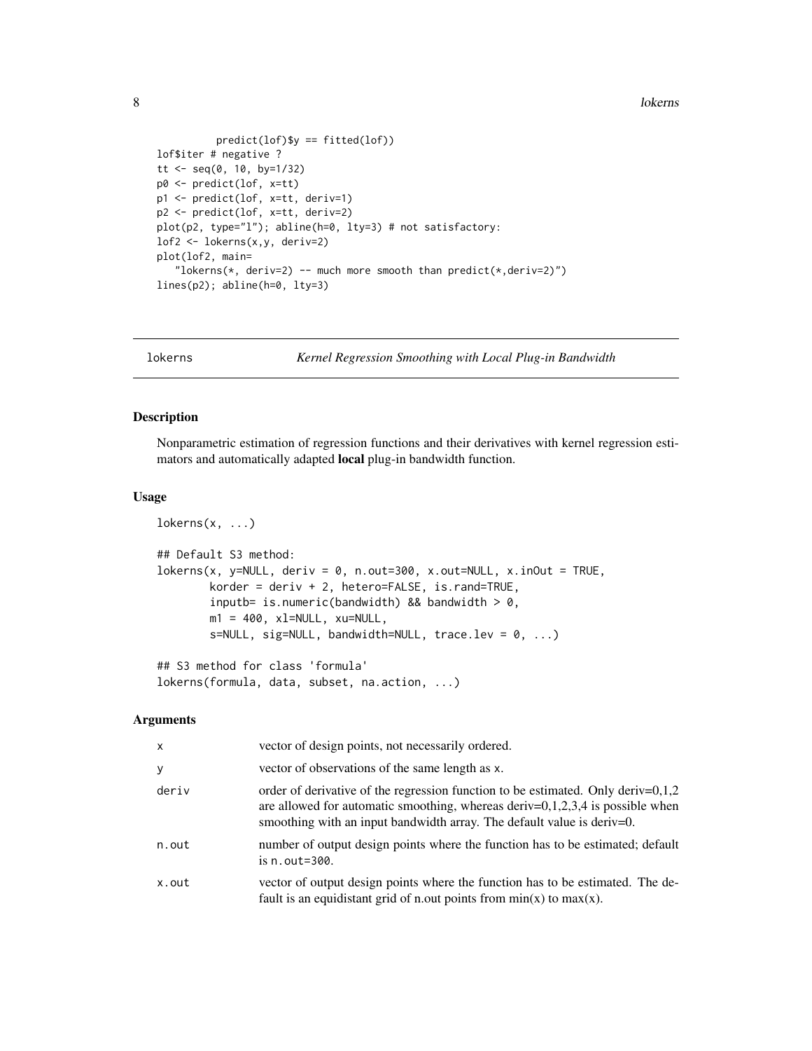```
          predict(lof)$y == fitted(lof))
lof$iter # negative ?
tt <- seq(0, 10, by=1/32)
p0 <- predict(lof, x=tt)
p1 <- predict(lof, x=tt, deriv=1)
p2 <- predict(lof, x=tt, deriv=2)
plot(p2, type="l"); abline(h=0, lty=3) # not satisfactory:
lof2 <- lokerns(x,y, deriv=2)
plot(lof2, main=
   "lokerns(*, deriv=2) -- much more smooth than predict(*,deriv=2)")
lines(p2); abline(h=0, lty=3)
```

---

## lokerns — *Kernel Regression Smoothing with Local Plug-in Bandwidth*

---

### Description

Nonparametric estimation of regression functions and their derivatives with kernel regression estimators and automatically adapted **local** plug-in bandwidth function.

### Usage

```
lokerns(x, ...)

## Default S3 method:
lokerns(x, y=NULL, deriv = 0, n.out=300, x.out=NULL, x.inOut = TRUE,
        korder = deriv + 2, hetero=FALSE, is.rand=TRUE,
        inputb= is.numeric(bandwidth) && bandwidth > 0,
        m1 = 400, xl=NULL, xu=NULL,
        s=NULL, sig=NULL, bandwidth=NULL, trace.lev = 0, ...)

## S3 method for class 'formula'
lokerns(formula, data, subset, na.action, ...)
```

### Arguments

| | |
|---|---|
| `x` | vector of design points, not necessarily ordered. |
| `y` | vector of observations of the same length as `x`. |
| `deriv` | order of derivative of the regression function to be estimated. Only deriv=0,1,2 are allowed for automatic smoothing, whereas deriv=0,1,2,3,4 is possible when smoothing with an input bandwidth array. The default value is deriv=0. |
| `n.out` | number of output design points where the function has to be estimated; default is `n.out=300`. |
| `x.out` | vector of output design points where the function has to be estimated. The default is an equidistant grid of n.out points from min(x) to max(x). |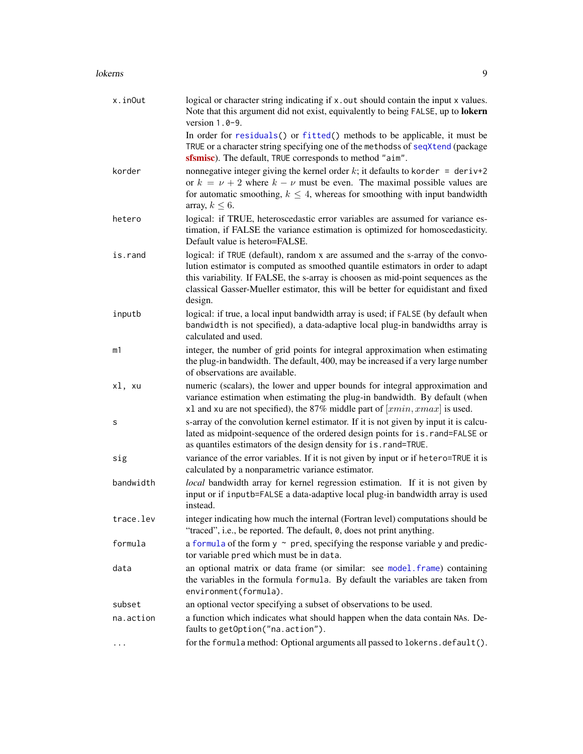| | |
|---|---|
| `x.inOut` | logical or character string indicating if `x.out` should contain the input `x` values. Note that this argument did not exist, equivalently to being `FALSE`, up to **lokern** version `1.0-9`.<br><br>In order for `residuals()` or `fitted()` methods to be applicable, it must be `TRUE` or a character string specifying one of the `methodss` of `seqXtend` (package **sfsmisc**). The default, `TRUE` corresponds to method `"aim"`. |
| `korder` | nonnegative integer giving the kernel order $k$; it defaults to `korder = deriv+2` or $k = \nu + 2$ where $k - \nu$ must be even. The maximal possible values are for automatic smoothing, $k \leq 4$, whereas for smoothing with input bandwidth array, $k \leq 6$. |
| `hetero` | logical: if TRUE, heteroscedastic error variables are assumed for variance estimation, if FALSE the variance estimation is optimized for homoscedasticity. Default value is hetero=FALSE. |
| `is.rand` | logical: if `TRUE` (default), random `x` are assumed and the s-array of the convolution estimator is computed as smoothed quantile estimators in order to adapt this variability. If FALSE, the s-array is choosen as mid-point sequences as the classical Gasser-Mueller estimator, this will be better for equidistant and fixed design. |
| `inputb` | logical: if true, a local input bandwidth array is used; if `FALSE` (by default when `bandwidth` is not specified), a data-adaptive local plug-in bandwidths array is calculated and used. |
| `m1` | integer, the number of grid points for integral approximation when estimating the plug-in bandwidth. The default, 400, may be increased if a very large number of observations are available. |
| `xl, xu` | numeric (scalars), the lower and upper bounds for integral approximation and variance estimation when estimating the plug-in bandwidth. By default (when `xl` and `xu` are not specified), the 87% middle part of $[xmin, xmax]$ is used. |
| `s` | s-array of the convolution kernel estimator. If it is not given by input it is calculated as midpoint-sequence of the ordered design points for `is.rand=FALSE` or as quantiles estimators of the design density for `is.rand=TRUE`. |
| `sig` | variance of the error variables. If it is not given by input or if `hetero=TRUE` it is calculated by a nonparametric variance estimator. |
| `bandwidth` | *local* bandwidth array for kernel regression estimation. If it is not given by input or if `inputb=FALSE` a data-adaptive local plug-in bandwidth array is used instead. |
| `trace.lev` | integer indicating how much the internal (Fortran level) computations should be "traced", i.e., be reported. The default, `0`, does not print anything. |
| `formula` | a `formula` of the form `y ~ pred`, specifying the response variable `y` and predictor variable `pred` which must be in `data`. |
| `data` | an optional matrix or data frame (or similar: see `model.frame`) containing the variables in the formula `formula`. By default the variables are taken from `environment(formula)`. |
| `subset` | an optional vector specifying a subset of observations to be used. |
| `na.action` | a function which indicates what should happen when the data contain `NA`s. Defaults to `getOption("na.action")`. |
| `...` | for the `formula` method: Optional arguments all passed to `lokerns.default()`. |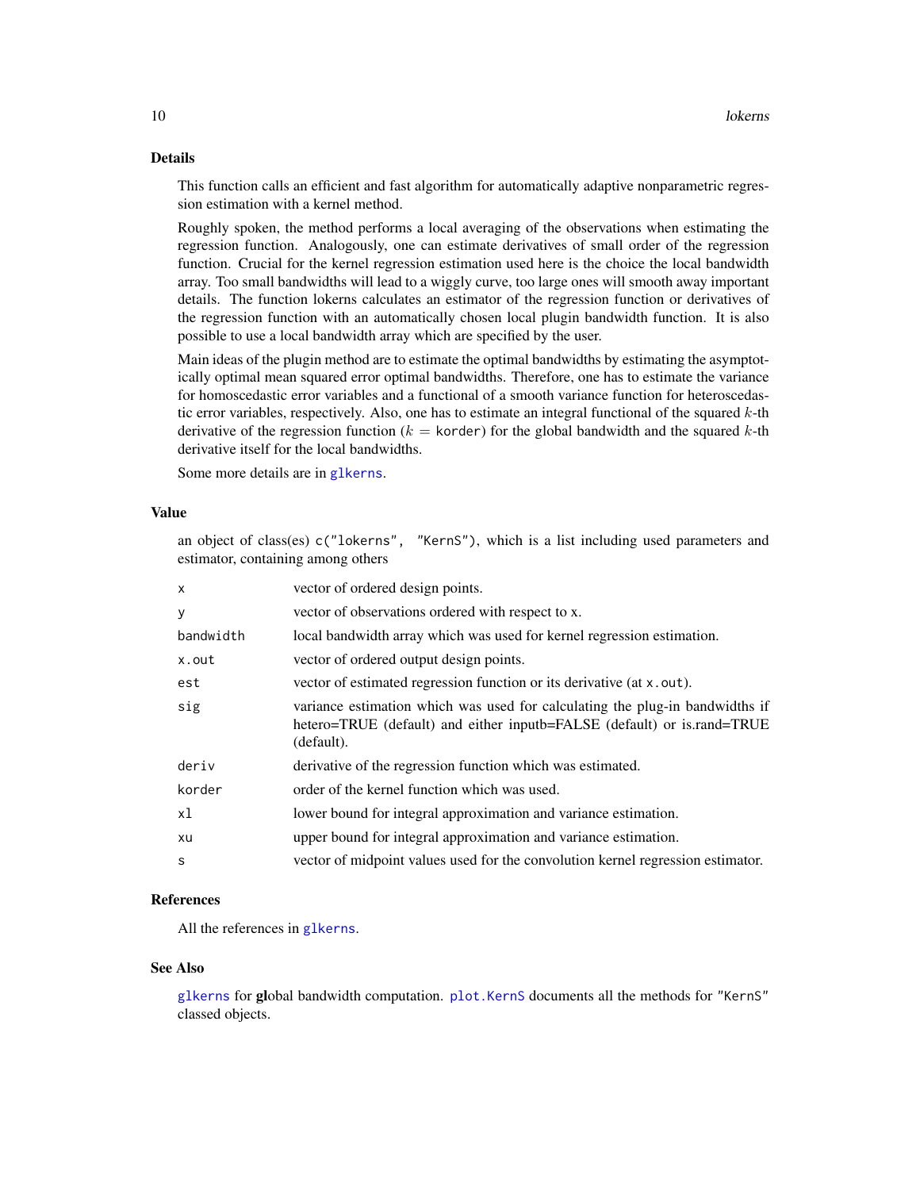## Details

This function calls an efficient and fast algorithm for automatically adaptive nonparametric regression estimation with a kernel method.

Roughly spoken, the method performs a local averaging of the observations when estimating the regression function. Analogously, one can estimate derivatives of small order of the regression function. Crucial for the kernel regression estimation used here is the choice the local bandwidth array. Too small bandwidths will lead to a wiggly curve, too large ones will smooth away important details. The function lokerns calculates an estimator of the regression function or derivatives of the regression function with an automatically chosen local plugin bandwidth function. It is also possible to use a local bandwidth array which are specified by the user.

Main ideas of the plugin method are to estimate the optimal bandwidths by estimating the asymptotically optimal mean squared error optimal bandwidths. Therefore, one has to estimate the variance for homoscedastic error variables and a functional of a smooth variance function for heteroscedastic error variables, respectively. Also, one has to estimate an integral functional of the squared $k$-th derivative of the regression function ($k = \texttt{korder}$) for the global bandwidth and the squared $k$-th derivative itself for the local bandwidths.

Some more details are in `glkerns`.

## Value

an object of class(es) `c("lokerns", "KernS")`, which is a list including used parameters and estimator, containing among others

| | |
|---|---|
| `x` | vector of ordered design points. |
| `y` | vector of observations ordered with respect to x. |
| `bandwidth` | local bandwidth array which was used for kernel regression estimation. |
| `x.out` | vector of ordered output design points. |
| `est` | vector of estimated regression function or its derivative (at `x.out`). |
| `sig` | variance estimation which was used for calculating the plug-in bandwidths if hetero=TRUE (default) and either inputb=FALSE (default) or is.rand=TRUE (default). |
| `deriv` | derivative of the regression function which was estimated. |
| `korder` | order of the kernel function which was used. |
| `xl` | lower bound for integral approximation and variance estimation. |
| `xu` | upper bound for integral approximation and variance estimation. |
| `s` | vector of midpoint values used for the convolution kernel regression estimator. |

## References

All the references in `glkerns`.

## See Also

`glkerns` for **gl**obal bandwidth computation. `plot.KernS` documents all the methods for `"KernS"` classed objects.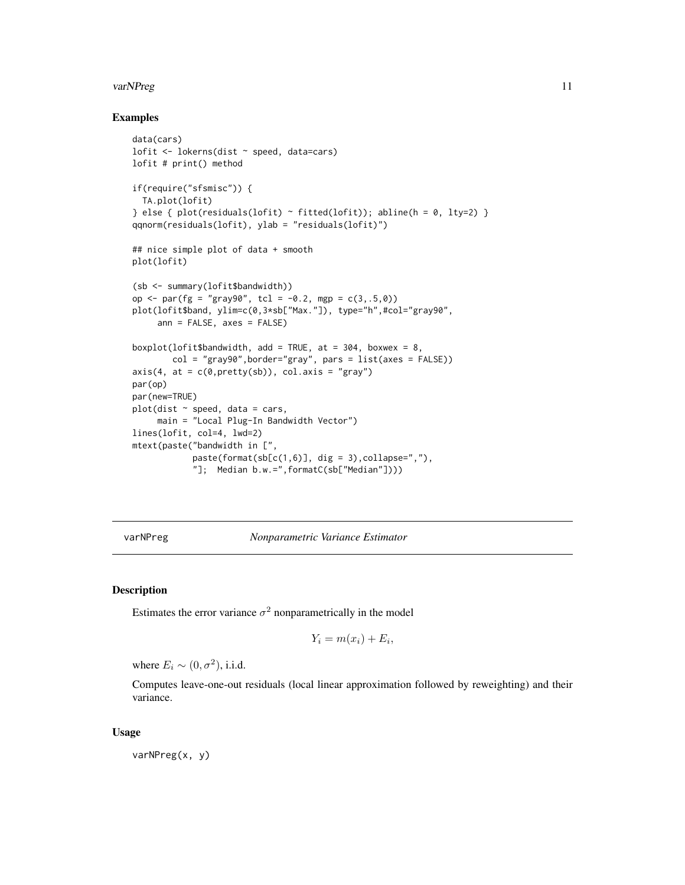## Examples

```
data(cars)
lofit <- lokerns(dist ~ speed, data=cars)
lofit # print() method

if(require("sfsmisc")) {
  TA.plot(lofit)
} else { plot(residuals(lofit) ~ fitted(lofit)); abline(h = 0, lty=2) }
qqnorm(residuals(lofit), ylab = "residuals(lofit)")

## nice simple plot of data + smooth
plot(lofit)

(sb <- summary(lofit$bandwidth))
op <- par(fg = "gray90", tcl = -0.2, mgp = c(3,.5,0))
plot(lofit$band, ylim=c(0,3*sb["Max."]), type="h",#col="gray90",
     ann = FALSE, axes = FALSE)

boxplot(lofit$bandwidth, add = TRUE, at = 304, boxwex = 8,
        col = "gray90",border="gray", pars = list(axes = FALSE))
axis(4, at = c(0,pretty(sb)), col.axis = "gray")
par(op)
par(new=TRUE)
plot(dist ~ speed, data = cars,
     main = "Local Plug-In Bandwidth Vector")
lines(lofit, col=4, lwd=2)
mtext(paste("bandwidth in [",
            paste(format(sb[c(1,6)], dig = 3),collapse=","),
            "];  Median b.w.=",formatC(sb["Median"])))
```

---

# varNPreg — *Nonparametric Variance Estimator*

## Description

Estimates the error variance $\sigma^2$ nonparametrically in the model

$$Y_i = m(x_i) + E_i,$$

where $E_i \sim (0, \sigma^2)$, i.i.d.

Computes leave-one-out residuals (local linear approximation followed by reweighting) and their variance.

## Usage

```
varNPreg(x, y)
```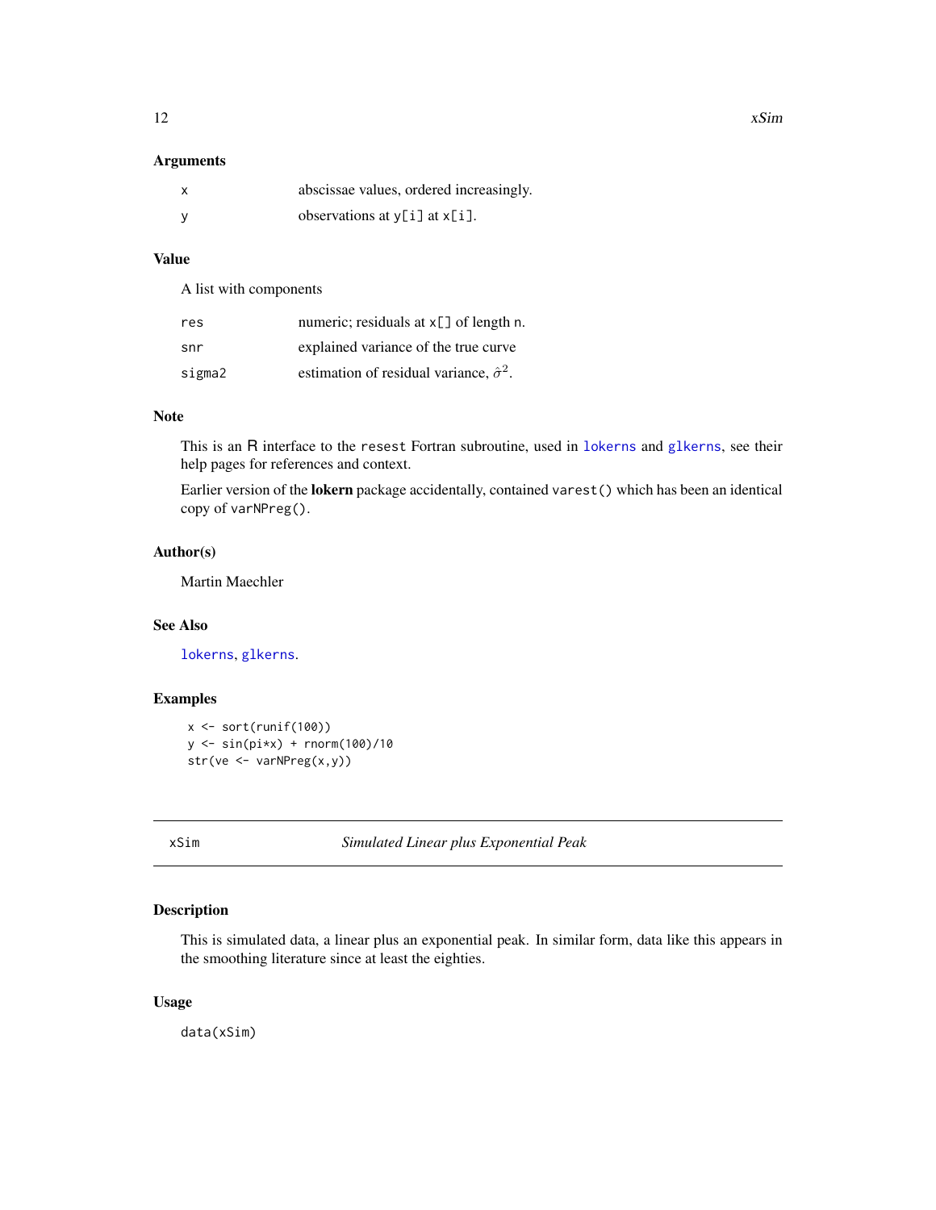### Arguments

| | |
|---|---|
| `x` | abscissae values, ordered increasingly. |
| `y` | observations at `y[i]` at `x[i]`. |

### Value

A list with components

| | |
|---|---|
| `res` | numeric; residuals at `x[]` of length `n`. |
| `snr` | explained variance of the true curve |
| `sigma2` | estimation of residual variance, $\hat{\sigma}^2$. |

### Note

This is an R interface to the `resest` Fortran subroutine, used in `lokerns` and `glkerns`, see their help pages for references and context.

Earlier version of the **lokern** package accidentally, contained `varest()` which has been an identical copy of `varNPreg()`.

### Author(s)

Martin Maechler

### See Also

`lokerns`, `glkerns`.

### Examples

```
x <- sort(runif(100))
y <- sin(pi*x) + rnorm(100)/10
str(ve <- varNPreg(x,y))
```

---

## xSim — *Simulated Linear plus Exponential Peak*

---

### Description

This is simulated data, a linear plus an exponential peak. In similar form, data like this appears in the smoothing literature since at least the eighties.

### Usage

```
data(xSim)
```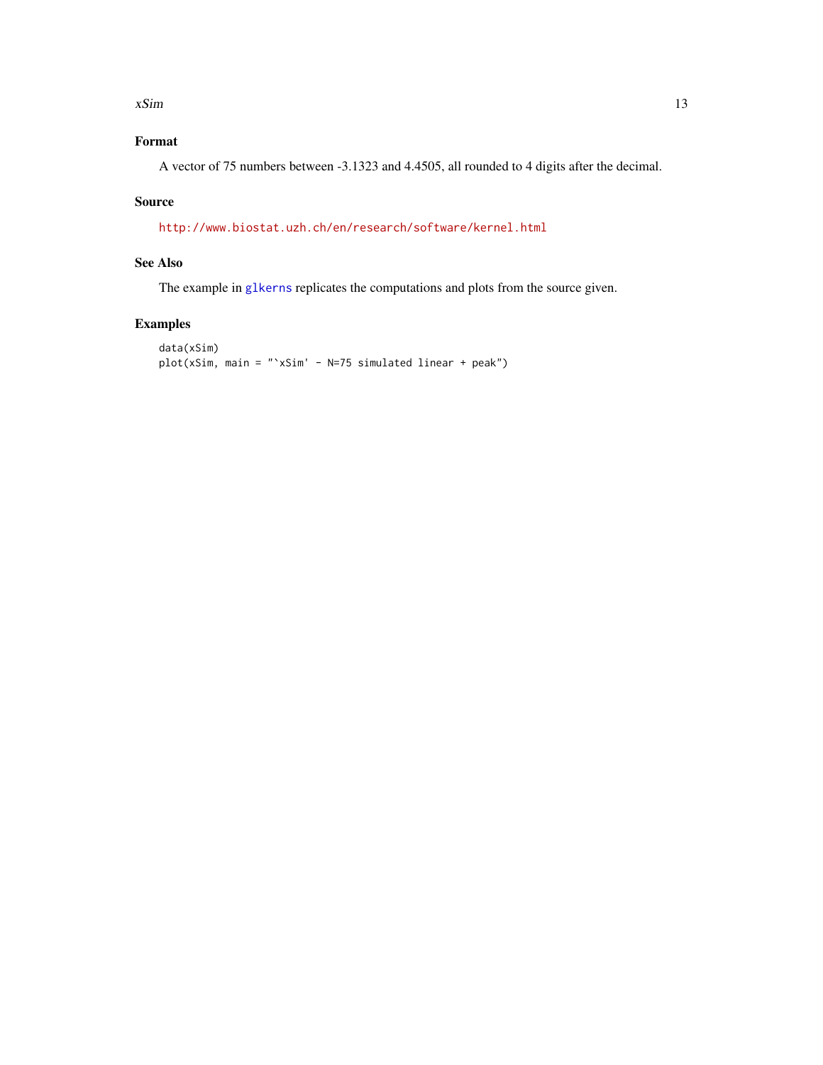## Format

A vector of 75 numbers between -3.1323 and 4.4505, all rounded to 4 digits after the decimal.

## Source

http://www.biostat.uzh.ch/en/research/software/kernel.html

## See Also

The example in glkerns replicates the computations and plots from the source given.

## Examples

```
data(xSim)
plot(xSim, main = "`xSim' - N=75 simulated linear + peak")
```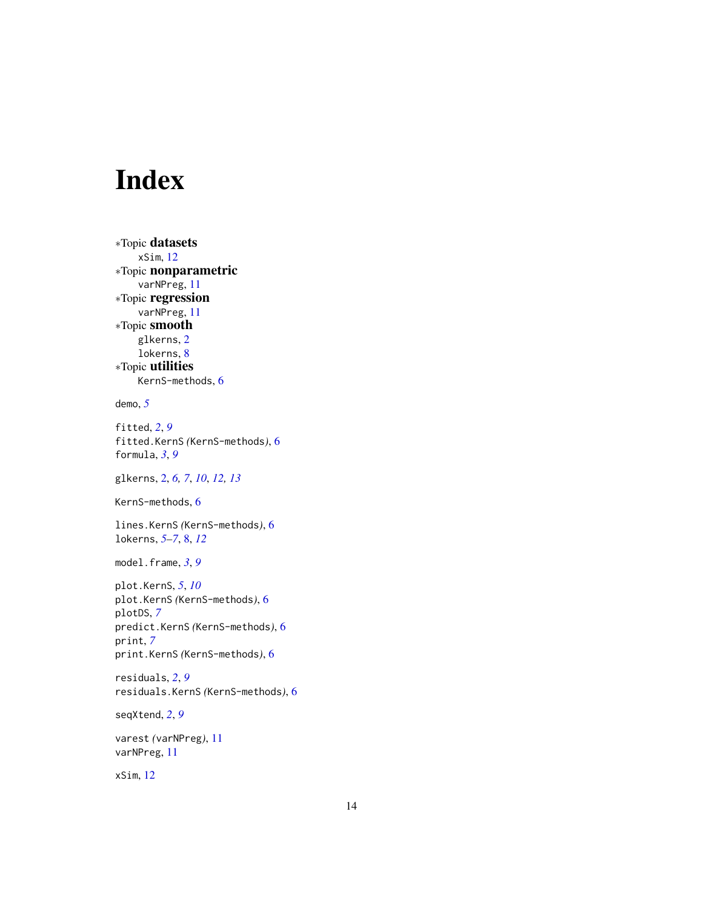# Index

*Topic **datasets**
    xSim, 12
*Topic **nonparametric**
    varNPreg, 11
*Topic **regression**
    varNPreg, 11
*Topic **smooth**
    glkerns, 2
    lokerns, 8
*Topic **utilities**
    KernS-methods, 6

demo, *5*

fitted, *2*, *9*
fitted.KernS *(*KernS-methods*)*, 6
formula, *3*, *9*

glkerns, 2, *6, 7*, *10*, *12, 13*

KernS-methods, 6

lines.KernS *(*KernS-methods*)*, 6
lokerns, *5–7*, 8, *12*

model.frame, *3*, *9*

plot.KernS, *5*, *10*
plot.KernS *(*KernS-methods*)*, 6
plotDS, *7*
predict.KernS *(*KernS-methods*)*, 6
print, *7*
print.KernS *(*KernS-methods*)*, 6

residuals, *2*, *9*
residuals.KernS *(*KernS-methods*)*, 6

seqXtend, *2*, *9*

varest *(*varNPreg*)*, 11
varNPreg, 11

xSim, 12